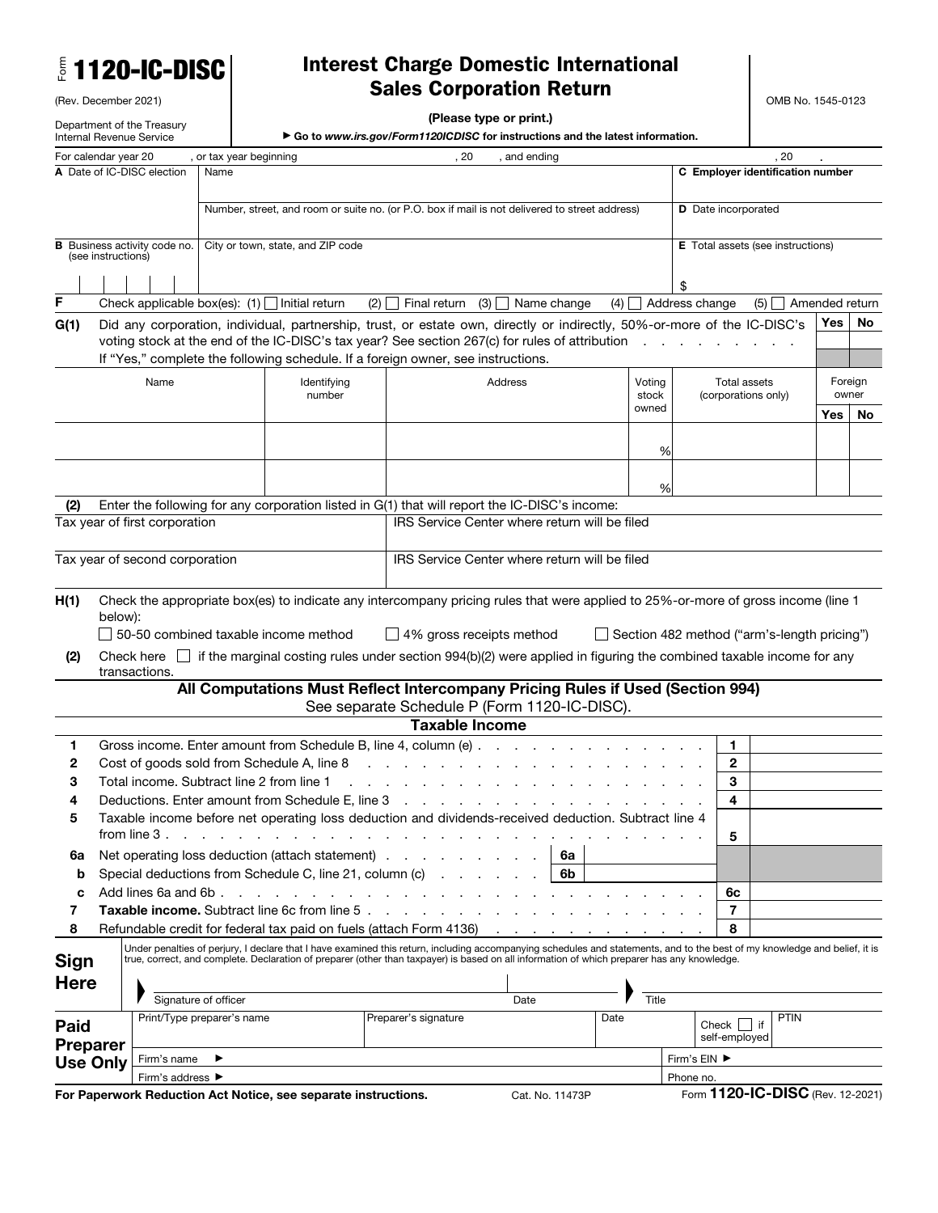Form **1120-IC-DISC**

(Rev. December 2021)

Department of the Treasury
Internal Revenue Service

# Interest Charge Domestic International Sales Corporation Return

**(Please type or print.)**

▶ Go to *www.irs.gov/Form1120ICDISC* for instructions and the latest information.

OMB No. 1545-0123

For calendar year 20 , or tax year beginning , 20 , and ending , 20 .

| A Date of IC-DISC election | Name | C Employer identification number |
|---|---|---|
| | Number, street, and room or suite no. (or P.O. box if mail is not delivered to street address) | D Date incorporated |
| B Business activity code no. (see instructions) | City or town, state, and ZIP code | E Total assets (see instructions) $ |

**F** Check applicable box(es): (1) ☐ Initial return (2) ☐ Final return (3) ☐ Name change (4) ☐ Address change (5) ☐ Amended return

**G(1)** Did any corporation, individual, partnership, trust, or estate own, directly or indirectly, 50%-or-more of the IC-DISC's voting stock at the end of the IC-DISC's tax year? See section 267(c) for rules of attribution . . . Yes ☐ No ☐

If "Yes," complete the following schedule. If a foreign owner, see instructions.

| Name | Identifying number | Address | Voting stock owned | Total assets (corporations only) | Foreign owner Yes | Foreign owner No |
|---|---|---|---|---|---|---|
| | | | % | | | |
| | | | % | | | |

**(2)** Enter the following for any corporation listed in G(1) that will report the IC-DISC's income:

| | |
|---|---|
| Tax year of first corporation | IRS Service Center where return will be filed |
| Tax year of second corporation | IRS Service Center where return will be filed |

**H(1)** Check the appropriate box(es) to indicate any intercompany pricing rules that were applied to 25%-or-more of gross income (line 1 below):

☐ 50-50 combined taxable income method ☐ 4% gross receipts method ☐ Section 482 method ("arm's-length pricing")

**(2)** Check here ☐ if the marginal costing rules under section 994(b)(2) were applied in figuring the combined taxable income for any transactions.

**All Computations Must Reflect Intercompany Pricing Rules if Used (Section 994)**

See separate Schedule P (Form 1120-IC-DISC).

## Taxable Income

| | | | | | |
|---|---|---|---|---|---|
| 1 | Gross income. Enter amount from Schedule B, line 4, column (e) | | | 1 | |
| 2 | Cost of goods sold from Schedule A, line 8 | | | 2 | |
| 3 | Total income. Subtract line 2 from line 1 | | | 3 | |
| 4 | Deductions. Enter amount from Schedule E, line 3 | | | 4 | |
| 5 | Taxable income before net operating loss deduction and dividends-received deduction. Subtract line 4 from line 3 | | | 5 | |
| 6a | Net operating loss deduction (attach statement) | 6a | | | |
| b | Special deductions from Schedule C, line 21, column (c) | 6b | | | |
| c | Add lines 6a and 6b | | | 6c | |
| 7 | **Taxable income.** Subtract line 6c from line 5 | | | 7 | |
| 8 | Refundable credit for federal tax paid on fuels (attach Form 4136) | | | 8 | |

**Sign Here**

Under penalties of perjury, I declare that I have examined this return, including accompanying schedules and statements, and to the best of my knowledge and belief, it is true, correct, and complete. Declaration of preparer (other than taxpayer) is based on all information of which preparer has any knowledge.

Signature of officer | Date | Title

**Paid Preparer Use Only**

| Print/Type preparer's name | Preparer's signature | Date | Check ☐ if self-employed | PTIN |
|---|---|---|---|---|
| Firm's name ▶ | | | Firm's EIN ▶ | |
| Firm's address ▶ | | | Phone no. | |

**For Paperwork Reduction Act Notice, see separate instructions.** Cat. No. 11473P Form **1120-IC-DISC** (Rev. 12-2021)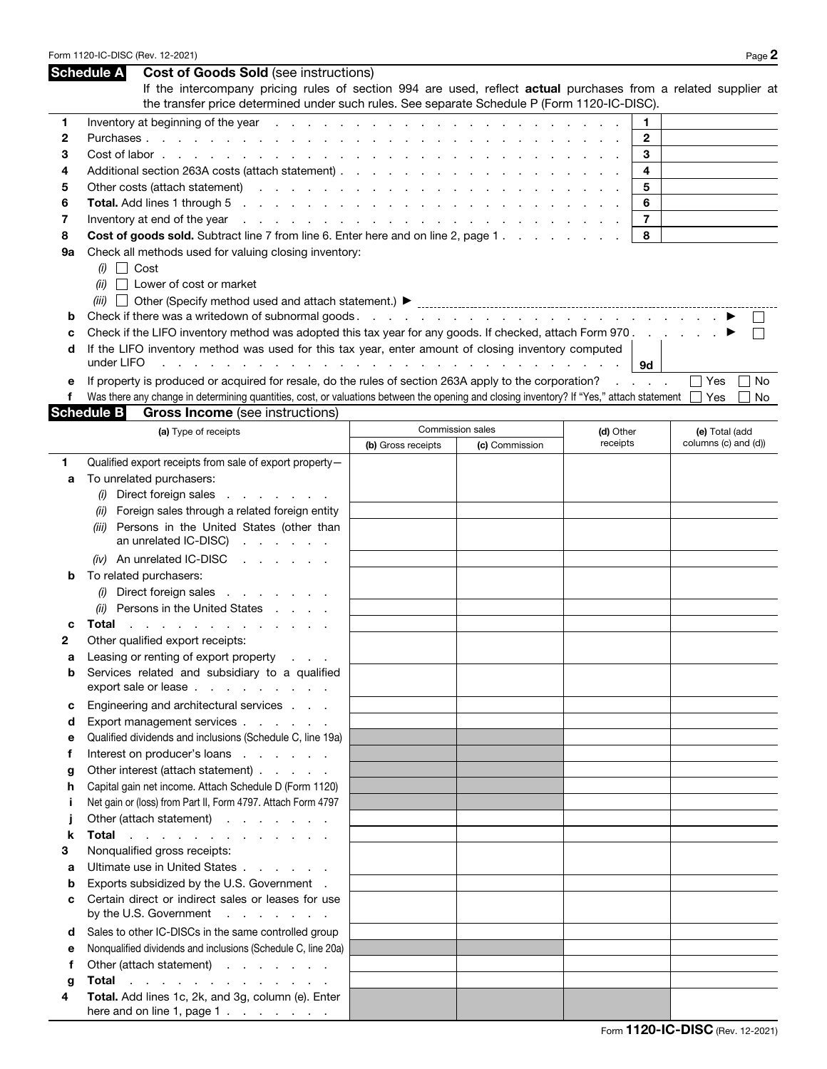## Schedule A — Cost of Goods Sold (see instructions)

If the intercompany pricing rules of section 994 are used, reflect **actual** purchases from a related supplier at the transfer price determined under such rules. See separate Schedule P (Form 1120-IC-DISC).

| | | | |
|---|---|---|---|
| 1 | Inventory at beginning of the year | 1 | |
| 2 | Purchases | 2 | |
| 3 | Cost of labor | 3 | |
| 4 | Additional section 263A costs (attach statement) | 4 | |
| 5 | Other costs (attach statement) | 5 | |
| 6 | **Total.** Add lines 1 through 5 | 6 | |
| 7 | Inventory at end of the year | 7 | |
| 8 | **Cost of goods sold.** Subtract line 7 from line 6. Enter here and on line 2, page 1 | 8 | |

**9a** Check all methods used for valuing closing inventory:

- *(i)* ☐ Cost
- *(ii)* ☐ Lower of cost or market
- *(iii)* ☐ Other (Specify method used and attach statement.) ▶

**b** Check if there was a writedown of subnormal goods ▶ ☐

**c** Check if the LIFO inventory method was adopted this tax year for any goods. If checked, attach Form 970 ▶ ☐

**d** If the LIFO inventory method was used for this tax year, enter amount of closing inventory computed under LIFO | 9d |

**e** If property is produced or acquired for resale, do the rules of section 263A apply to the corporation? ☐ Yes ☐ No

**f** Was there any change in determining quantities, cost, or valuations between the opening and closing inventory? If "Yes," attach statement ☐ Yes ☐ No

## Schedule B — Gross Income (see instructions)

| | (a) Type of receipts | Commission sales (b) Gross receipts | Commission sales (c) Commission | (d) Other receipts | (e) Total (add columns (c) and (d)) |
|---|---|---|---|---|---|
| 1 | Qualified export receipts from sale of export property— | | | | |
| a | To unrelated purchasers: | | | | |
| | *(i)* Direct foreign sales | | | | |
| | *(ii)* Foreign sales through a related foreign entity | | | | |
| | *(iii)* Persons in the United States (other than an unrelated IC-DISC) | | | | |
| | *(iv)* An unrelated IC-DISC | | | | |
| b | To related purchasers: | | | | |
| | *(i)* Direct foreign sales | | | | |
| | *(ii)* Persons in the United States | | | | |
| c | **Total** | | | | |
| 2 | Other qualified export receipts: | | | | |
| a | Leasing or renting of export property | | | | |
| b | Services related and subsidiary to a qualified export sale or lease | | | | |
| c | Engineering and architectural services | | | | |
| d | Export management services | | | | |
| e | Qualified dividends and inclusions (Schedule C, line 19a) | | | | |
| f | Interest on producer's loans | | | | |
| g | Other interest (attach statement) | | | | |
| h | Capital gain net income. Attach Schedule D (Form 1120) | | | | |
| i | Net gain or (loss) from Part II, Form 4797. Attach Form 4797 | | | | |
| j | Other (attach statement) | | | | |
| k | **Total** | | | | |
| 3 | Nonqualified gross receipts: | | | | |
| a | Ultimate use in United States | | | | |
| b | Exports subsidized by the U.S. Government | | | | |
| c | Certain direct or indirect sales or leases for use by the U.S. Government | | | | |
| d | Sales to other IC-DISCs in the same controlled group | | | | |
| e | Nonqualified dividends and inclusions (Schedule C, line 20a) | | | | |
| f | Other (attach statement) | | | | |
| g | **Total** | | | | |
| 4 | **Total.** Add lines 1c, 2k, and 3g, column (e). Enter here and on line 1, page 1 | | | | |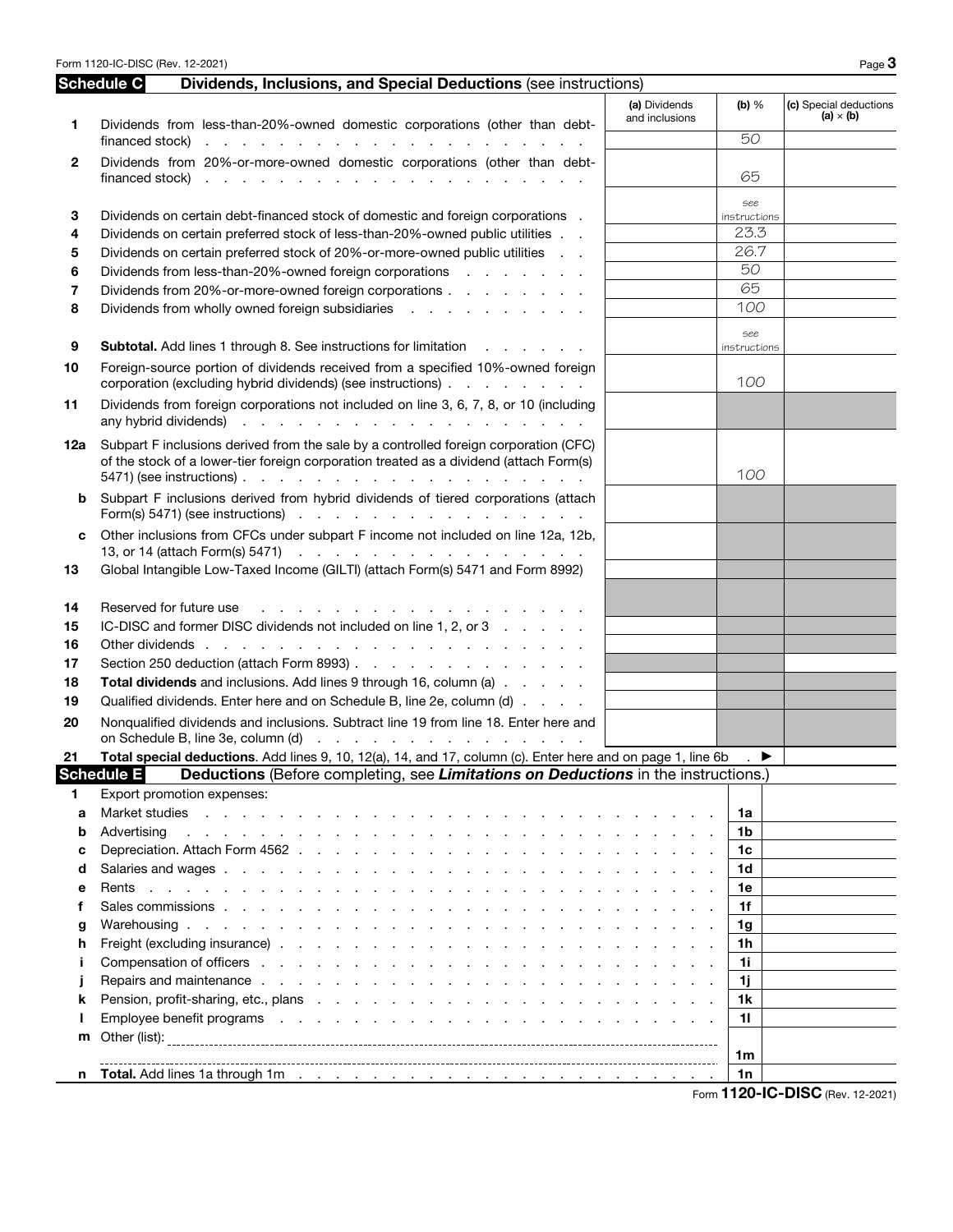## Schedule C — Dividends, Inclusions, and Special Deductions (see instructions)

| | | (a) Dividends and inclusions | (b) % | (c) Special deductions (a) × (b) |
|---|---|---|---|---|
| 1 | Dividends from less-than-20%-owned domestic corporations (other than debt-financed stock) | | 50 | |
| 2 | Dividends from 20%-or-more-owned domestic corporations (other than debt-financed stock) | | 65 | |
| 3 | Dividends on certain debt-financed stock of domestic and foreign corporations | | see instructions | |
| 4 | Dividends on certain preferred stock of less-than-20%-owned public utilities | | 23.3 | |
| 5 | Dividends on certain preferred stock of 20%-or-more-owned public utilities | | 26.7 | |
| 6 | Dividends from less-than-20%-owned foreign corporations | | 50 | |
| 7 | Dividends from 20%-or-more-owned foreign corporations | | 65 | |
| 8 | Dividends from wholly owned foreign subsidiaries | | 100 | |
| 9 | **Subtotal.** Add lines 1 through 8. See instructions for limitation | | see instructions | |
| 10 | Foreign-source portion of dividends received from a specified 10%-owned foreign corporation (excluding hybrid dividends) (see instructions) | | 100 | |
| 11 | Dividends from foreign corporations not included on line 3, 6, 7, 8, or 10 (including any hybrid dividends) | | | |
| 12a | Subpart F inclusions derived from the sale by a controlled foreign corporation (CFC) of the stock of a lower-tier foreign corporation treated as a dividend (attach Form(s) 5471) (see instructions) | | 100 | |
| b | Subpart F inclusions derived from hybrid dividends of tiered corporations (attach Form(s) 5471) (see instructions) | | | |
| c | Other inclusions from CFCs under subpart F income not included on line 12a, 12b, 13, or 14 (attach Form(s) 5471) | | | |
| 13 | Global Intangible Low-Taxed Income (GILTI) (attach Form(s) 5471 and Form 8992) | | | |
| 14 | Reserved for future use | | | |
| 15 | IC-DISC and former DISC dividends not included on line 1, 2, or 3 | | | |
| 16 | Other dividends | | | |
| 17 | Section 250 deduction (attach Form 8993) | | | |
| 18 | **Total dividends** and inclusions. Add lines 9 through 16, column (a) | | | |
| 19 | Qualified dividends. Enter here and on Schedule B, line 2e, column (d) | | | |
| 20 | Nonqualified dividends and inclusions. Subtract line 19 from line 18. Enter here and on Schedule B, line 3e, column (d) | | | |
| 21 | **Total special deductions**. Add lines 9, 10, 12(a), 14, and 17, column (c). Enter here and on page 1, line 6b ▶ | | | |

## Schedule E — Deductions (Before completing, see *Limitations on Deductions* in the instructions.)

| | | | |
|---|---|---|---|
| 1 | Export promotion expenses: | | |
| a | Market studies | 1a | |
| b | Advertising | 1b | |
| c | Depreciation. Attach Form 4562 | 1c | |
| d | Salaries and wages | 1d | |
| e | Rents | 1e | |
| f | Sales commissions | 1f | |
| g | Warehousing | 1g | |
| h | Freight (excluding insurance) | 1h | |
| i | Compensation of officers | 1i | |
| j | Repairs and maintenance | 1j | |
| k | Pension, profit-sharing, etc., plans | 1k | |
| l | Employee benefit programs | 1l | |
| m | Other (list): | 1m | |
| n | **Total.** Add lines 1a through 1m | 1n | |

Form **1120-IC-DISC** (Rev. 12-2021)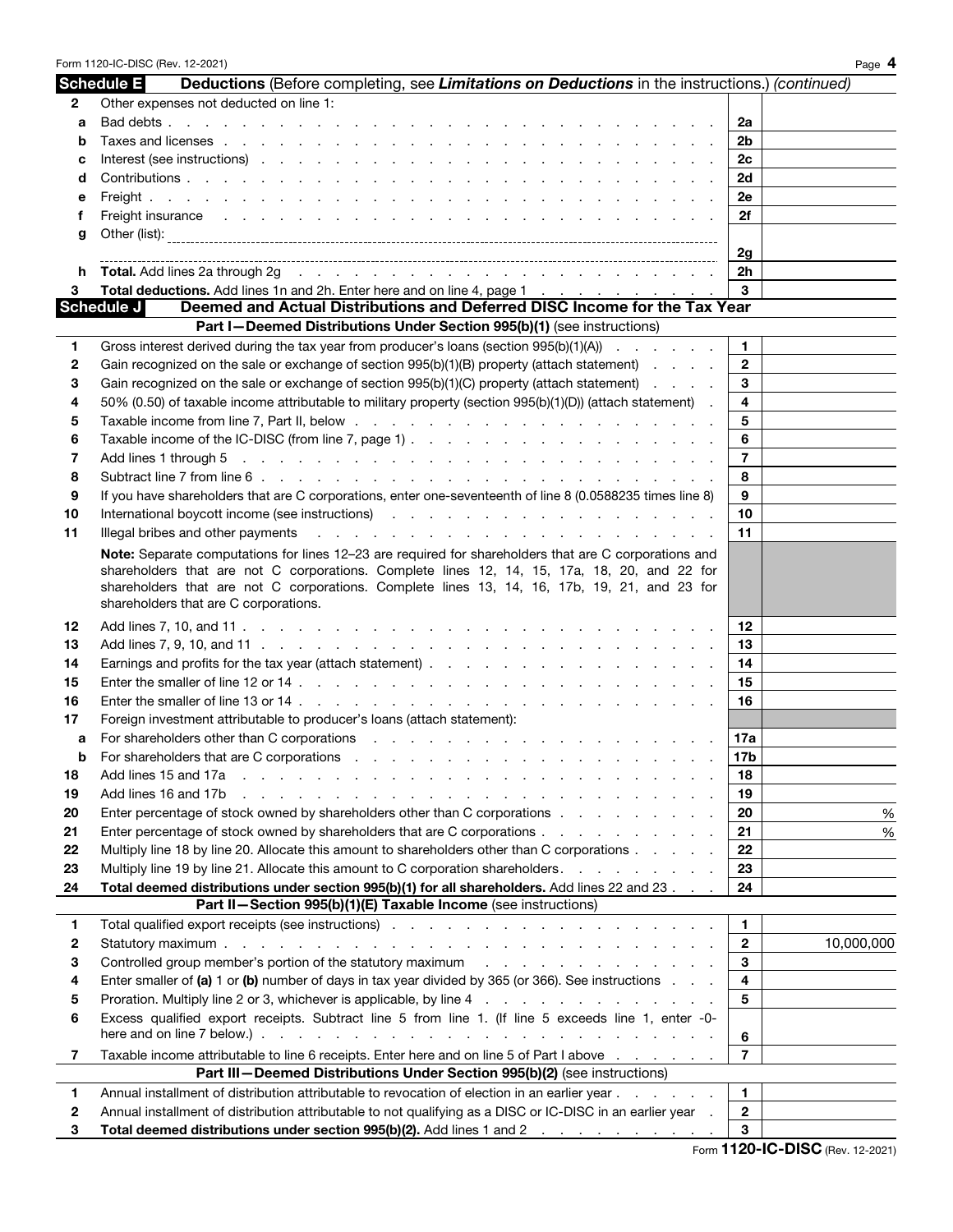## Schedule E — Deductions (Before completing, see *Limitations on Deductions* in the instructions.) *(continued)*

| | | | |
|---|---|---|---|
| **2** | Other expenses not deducted on line 1: | | |
| a | Bad debts | 2a | |
| b | Taxes and licenses | 2b | |
| c | Interest (see instructions) | 2c | |
| d | Contributions | 2d | |
| e | Freight | 2e | |
| f | Freight insurance | 2f | |
| g | Other (list): | 2g | |
| h | **Total.** Add lines 2a through 2g | 2h | |
| **3** | **Total deductions.** Add lines 1n and 2h. Enter here and on line 4, page 1 | 3 | |

## Schedule J — Deemed and Actual Distributions and Deferred DISC Income for the Tax Year

### Part I—Deemed Distributions Under Section 995(b)(1) (see instructions)

| | | | |
|---|---|---|---|
| 1 | Gross interest derived during the tax year from producer's loans (section 995(b)(1)(A)) | 1 | |
| 2 | Gain recognized on the sale or exchange of section 995(b)(1)(B) property (attach statement) | 2 | |
| 3 | Gain recognized on the sale or exchange of section 995(b)(1)(C) property (attach statement) | 3 | |
| 4 | 50% (0.50) of taxable income attributable to military property (section 995(b)(1)(D)) (attach statement) | 4 | |
| 5 | Taxable income from line 7, Part II, below | 5 | |
| 6 | Taxable income of the IC-DISC (from line 7, page 1) | 6 | |
| 7 | Add lines 1 through 5 | 7 | |
| 8 | Subtract line 7 from line 6 | 8 | |
| 9 | If you have shareholders that are C corporations, enter one-seventeenth of line 8 (0.0588235 times line 8) | 9 | |
| 10 | International boycott income (see instructions) | 10 | |
| 11 | Illegal bribes and other payments | 11 | |

**Note:** Separate computations for lines 12–23 are required for shareholders that are C corporations and shareholders that are not C corporations. Complete lines 12, 14, 15, 17a, 18, 20, and 22 for shareholders that are not C corporations. Complete lines 13, 14, 16, 17b, 19, 21, and 23 for shareholders that are C corporations.

| | | | |
|---|---|---|---|
| 12 | Add lines 7, 10, and 11 | 12 | |
| 13 | Add lines 7, 9, 10, and 11 | 13 | |
| 14 | Earnings and profits for the tax year (attach statement) | 14 | |
| 15 | Enter the smaller of line 12 or 14 | 15 | |
| 16 | Enter the smaller of line 13 or 14 | 16 | |
| 17 | Foreign investment attributable to producer's loans (attach statement): | | |
| a | For shareholders other than C corporations | 17a | |
| b | For shareholders that are C corporations | 17b | |
| 18 | Add lines 15 and 17a | 18 | |
| 19 | Add lines 16 and 17b | 19 | |
| 20 | Enter percentage of stock owned by shareholders other than C corporations | 20 | % |
| 21 | Enter percentage of stock owned by shareholders that are C corporations | 21 | % |
| 22 | Multiply line 18 by line 20. Allocate this amount to shareholders other than C corporations | 22 | |
| 23 | Multiply line 19 by line 21. Allocate this amount to C corporation shareholders | 23 | |
| 24 | **Total deemed distributions under section 995(b)(1) for all shareholders.** Add lines 22 and 23 | 24 | |

### Part II—Section 995(b)(1)(E) Taxable Income (see instructions)

| | | | |
|---|---|---|---|
| 1 | Total qualified export receipts (see instructions) | 1 | |
| 2 | Statutory maximum | 2 | 10,000,000 |
| 3 | Controlled group member's portion of the statutory maximum | 3 | |
| 4 | Enter smaller of **(a)** 1 or **(b)** number of days in tax year divided by 365 (or 366). See instructions | 4 | |
| 5 | Proration. Multiply line 2 or 3, whichever is applicable, by line 4 | 5 | |
| 6 | Excess qualified export receipts. Subtract line 5 from line 1. (If line 5 exceeds line 1, enter -0- here and on line 7 below.) | 6 | |
| 7 | Taxable income attributable to line 6 receipts. Enter here and on line 5 of Part I above | 7 | |

### Part III—Deemed Distributions Under Section 995(b)(2) (see instructions)

| | | | |
|---|---|---|---|
| 1 | Annual installment of distribution attributable to revocation of election in an earlier year | 1 | |
| 2 | Annual installment of distribution attributable to not qualifying as a DISC or IC-DISC in an earlier year | 2 | |
| 3 | **Total deemed distributions under section 995(b)(2).** Add lines 1 and 2 | 3 | |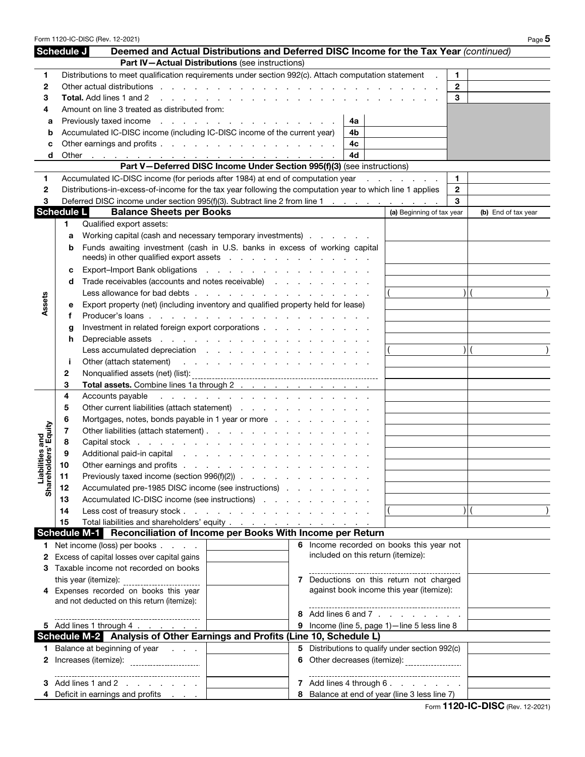## Schedule J Deemed and Actual Distributions and Deferred DISC Income for the Tax Year *(continued)*

### Part IV—Actual Distributions (see instructions)

| | | | | | |
|---|---|---|---|---|---|
| 1 | Distributions to meet qualification requirements under section 992(c). Attach computation statement | | | 1 | |
| 2 | Other actual distributions | | | 2 | |
| 3 | **Total.** Add lines 1 and 2 | | | 3 | |
| 4 | Amount on line 3 treated as distributed from: | | | | |
| a | Previously taxed income | 4a | | | |
| b | Accumulated IC-DISC income (including IC-DISC income of the current year) | 4b | | | |
| c | Other earnings and profits | 4c | | | |
| d | Other | 4d | | | |

### Part V—Deferred DISC Income Under Section 995(f)(3) (see instructions)

| | | | |
|---|---|---|---|
| 1 | Accumulated IC-DISC income (for periods after 1984) at end of computation year | 1 | |
| 2 | Distributions-in-excess-of-income for the tax year following the computation year to which line 1 applies | 2 | |
| 3 | Deferred DISC income under section 995(f)(3). Subtract line 2 from line 1 | 3 | |

## Schedule L Balance Sheets per Books

| | | | (a) Beginning of tax year | (b) End of tax year |
|---|---|---|---|---|
| **Assets** | 1 | Qualified export assets: | | |
| | a | Working capital (cash and necessary temporary investments) | | |
| | b | Funds awaiting investment (cash in U.S. banks in excess of working capital needs) in other qualified export assets | | |
| | c | Export–Import Bank obligations | | |
| | d | Trade receivables (accounts and notes receivable) | | |
| | | Less allowance for bad debts | ( ) | ( ) |
| | e | Export property (net) (including inventory and qualified property held for lease) | | |
| | f | Producer's loans | | |
| | g | Investment in related foreign export corporations | | |
| | h | Depreciable assets | | |
| | | Less accumulated depreciation | ( ) | ( ) |
| | i | Other (attach statement) | | |
| | 2 | Nonqualified assets (net) (list): | | |
| | 3 | **Total assets.** Combine lines 1a through 2 | | |
| **Liabilities and Shareholders' Equity** | 4 | Accounts payable | | |
| | 5 | Other current liabilities (attach statement) | | |
| | 6 | Mortgages, notes, bonds payable in 1 year or more | | |
| | 7 | Other liabilities (attach statement) | | |
| | 8 | Capital stock | | |
| | 9 | Additional paid-in capital | | |
| | 10 | Other earnings and profits | | |
| | 11 | Previously taxed income (section 996(f)(2)) | | |
| | 12 | Accumulated pre-1985 DISC income (see instructions) | | |
| | 13 | Accumulated IC-DISC income (see instructions) | | |
| | 14 | Less cost of treasury stock | ( ) | ( ) |
| | 15 | Total liabilities and shareholders' equity | | |

## Schedule M-1 Reconciliation of Income per Books With Income per Return

| | | | | | |
|---|---|---|---|---|---|
| 1 | Net income (loss) per books | | 6 | Income recorded on books this year not included on this return (itemize): | |
| 2 | Excess of capital losses over capital gains | | | | |
| 3 | Taxable income not recorded on books this year (itemize): | | 7 | Deductions on this return not charged against book income this year (itemize): | |
| 4 | Expenses recorded on books this year and not deducted on this return (itemize): | | | | |
| | | | 8 | Add lines 6 and 7 | |
| 5 | Add lines 1 through 4 | | 9 | Income (line 5, page 1)—line 5 less line 8 | |

## Schedule M-2 Analysis of Other Earnings and Profits (Line 10, Schedule L)

| | | | | | |
|---|---|---|---|---|---|
| 1 | Balance at beginning of year | | 5 | Distributions to qualify under section 992(c) | |
| 2 | Increases (itemize): | | 6 | Other decreases (itemize): | |
| 3 | Add lines 1 and 2 | | 7 | Add lines 4 through 6 | |
| 4 | Deficit in earnings and profits | | 8 | Balance at end of year (line 3 less line 7) | |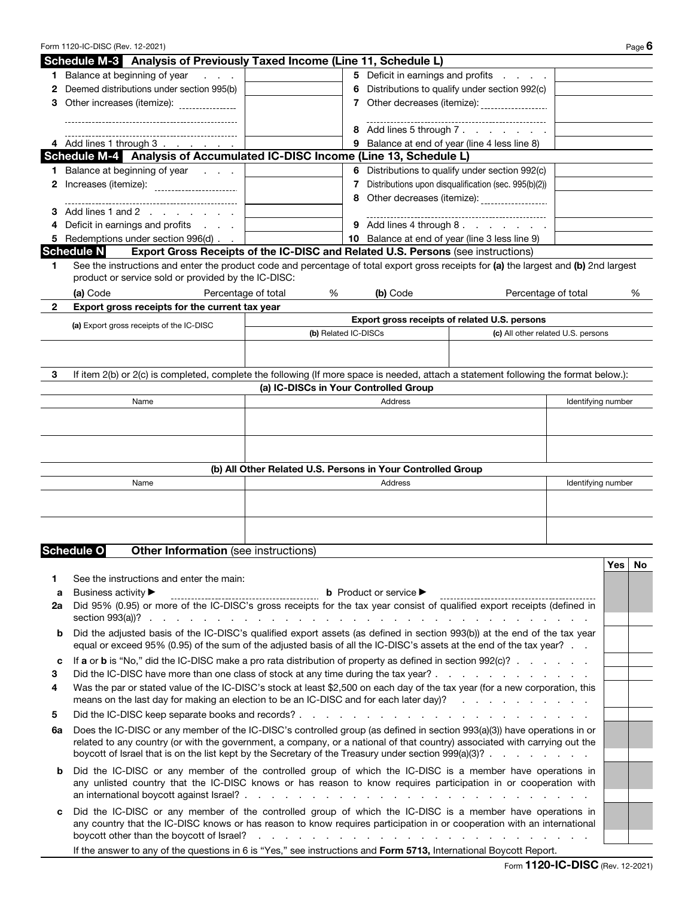## Schedule M-3 Analysis of Previously Taxed Income (Line 11, Schedule L)

| | | | | |
|---|---|---|---|---|
| **1** Balance at beginning of year | | | **5** Deficit in earnings and profits | |
| **2** Deemed distributions under section 995(b) | | | **6** Distributions to qualify under section 992(c) | |
| **3** Other increases (itemize): | | | **7** Other decreases (itemize): | |
| | | | **8** Add lines 5 through 7 | |
| **4** Add lines 1 through 3 | | | **9** Balance at end of year (line 4 less line 8) | |

## Schedule M-4 Analysis of Accumulated IC-DISC Income (Line 13, Schedule L)

| | | | | |
|---|---|---|---|---|
| **1** Balance at beginning of year | | | **6** Distributions to qualify under section 992(c) | |
| **2** Increases (itemize): | | | **7** Distributions upon disqualification (sec. 995(b)(2)) | |
| | | | **8** Other decreases (itemize): | |
| **3** Add lines 1 and 2 | | | | |
| **4** Deficit in earnings and profits | | | **9** Add lines 4 through 8 | |
| **5** Redemptions under section 996(d) | | | **10** Balance at end of year (line 3 less line 9) | |

## Schedule N Export Gross Receipts of the IC-DISC and Related U.S. Persons (see instructions)

**1** See the instructions and enter the product code and percentage of total export gross receipts for **(a)** the largest and **(b)** 2nd largest product or service sold or provided by the IC-DISC:

**(a)** Code ______ Percentage of total ______ % **(b)** Code ______ Percentage of total ______ %

**2 Export gross receipts for the current tax year**

| (a) Export gross receipts of the IC-DISC | Export gross receipts of related U.S. persons | |
|---|---|---|
| | (b) Related IC-DISCs | (c) All other related U.S. persons |
| | | |

**3** If item 2(b) or 2(c) is completed, complete the following (If more space is needed, attach a statement following the format below.):

**(a) IC-DISCs in Your Controlled Group**

| Name | Address | Identifying number |
|---|---|---|
| | | |
| | | |

**(b) All Other Related U.S. Persons in Your Controlled Group**

| Name | Address | Identifying number |
|---|---|---|
| | | |
| | | |

## Schedule O Other Information (see instructions)

| | | Yes | No |
|---|---|---|---|
| **1** | See the instructions and enter the main: | | |
| **a** | Business activity ► ______ **b** Product or service ► ______ | | |
| **2a** | Did 95% (0.95) or more of the IC-DISC's gross receipts for the tax year consist of qualified export receipts (defined in section 993(a))? | | |
| **b** | Did the adjusted basis of the IC-DISC's qualified export assets (as defined in section 993(b)) at the end of the tax year equal or exceed 95% (0.95) of the sum of the adjusted basis of all the IC-DISC's assets at the end of the tax year? | | |
| **c** | If **a** or **b** is "No," did the IC-DISC make a pro rata distribution of property as defined in section 992(c)? | | |
| **3** | Did the IC-DISC have more than one class of stock at any time during the tax year? | | |
| **4** | Was the par or stated value of the IC-DISC's stock at least $2,500 on each day of the tax year (for a new corporation, this means on the last day for making an election to be an IC-DISC and for each later day)? | | |
| **5** | Did the IC-DISC keep separate books and records? | | |
| **6a** | Does the IC-DISC or any member of the IC-DISC's controlled group (as defined in section 993(a)(3)) have operations in or related to any country (or with the government, a company, or a national of that country) associated with carrying out the boycott of Israel that is on the list kept by the Secretary of the Treasury under section 999(a)(3)? | | |
| **b** | Did the IC-DISC or any member of the controlled group of which the IC-DISC is a member have operations in any unlisted country that the IC-DISC knows or has reason to know requires participation in or cooperation with an international boycott against Israel? | | |
| **c** | Did the IC-DISC or any member of the controlled group of which the IC-DISC is a member have operations in any country that the IC-DISC knows or has reason to know requires participation in or cooperation with an international boycott other than the boycott of Israel? | | |

If the answer to any of the questions in 6 is "Yes," see instructions and **Form 5713,** International Boycott Report.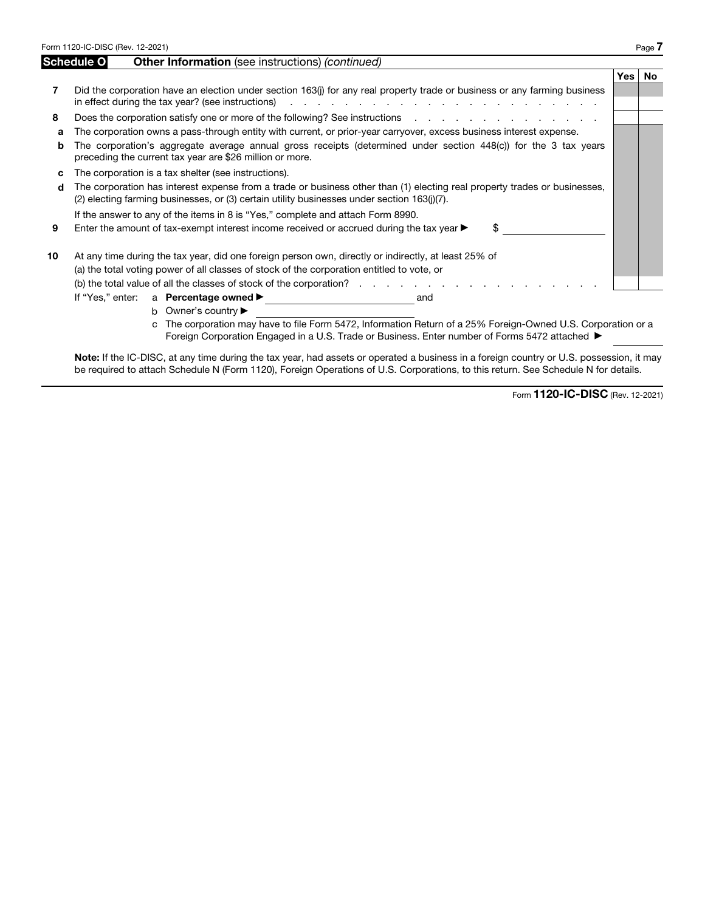## Schedule O — Other Information (see instructions) *(continued)*

| | | Yes | No |
|---|---|---|---|
| **7** | Did the corporation have an election under section 163(j) for any real property trade or business or any farming business in effect during the tax year? (see instructions) | | |
| **8** | Does the corporation satisfy one or more of the following? See instructions | | |
| **a** | The corporation owns a pass-through entity with current, or prior-year carryover, excess business interest expense. | | |
| **b** | The corporation's aggregate average annual gross receipts (determined under section 448(c)) for the 3 tax years preceding the current tax year are $26 million or more. | | |
| **c** | The corporation is a tax shelter (see instructions). | | |
| **d** | The corporation has interest expense from a trade or business other than (1) electing real property trades or businesses, (2) electing farming businesses, or (3) certain utility businesses under section 163(j)(7). | | |
| | If the answer to any of the items in 8 is "Yes," complete and attach Form 8990. | | |
| **9** | Enter the amount of tax-exempt interest income received or accrued during the tax year ▶ $ ________ | | |
| **10** | At any time during the tax year, did one foreign person own, directly or indirectly, at least 25% of (a) the total voting power of all classes of stock of the corporation entitled to vote, or (b) the total value of all the classes of stock of the corporation? | | |

If "Yes," enter:
- a **Percentage owned** ▶ ________ and
- b Owner's country ▶ ________
- c The corporation may have to file Form 5472, Information Return of a 25% Foreign-Owned U.S. Corporation or a Foreign Corporation Engaged in a U.S. Trade or Business. Enter number of Forms 5472 attached ▶ ________

**Note:** If the IC-DISC, at any time during the tax year, had assets or operated a business in a foreign country or U.S. possession, it may be required to attach Schedule N (Form 1120), Foreign Operations of U.S. Corporations, to this return. See Schedule N for details.

Form **1120-IC-DISC** (Rev. 12-2021)